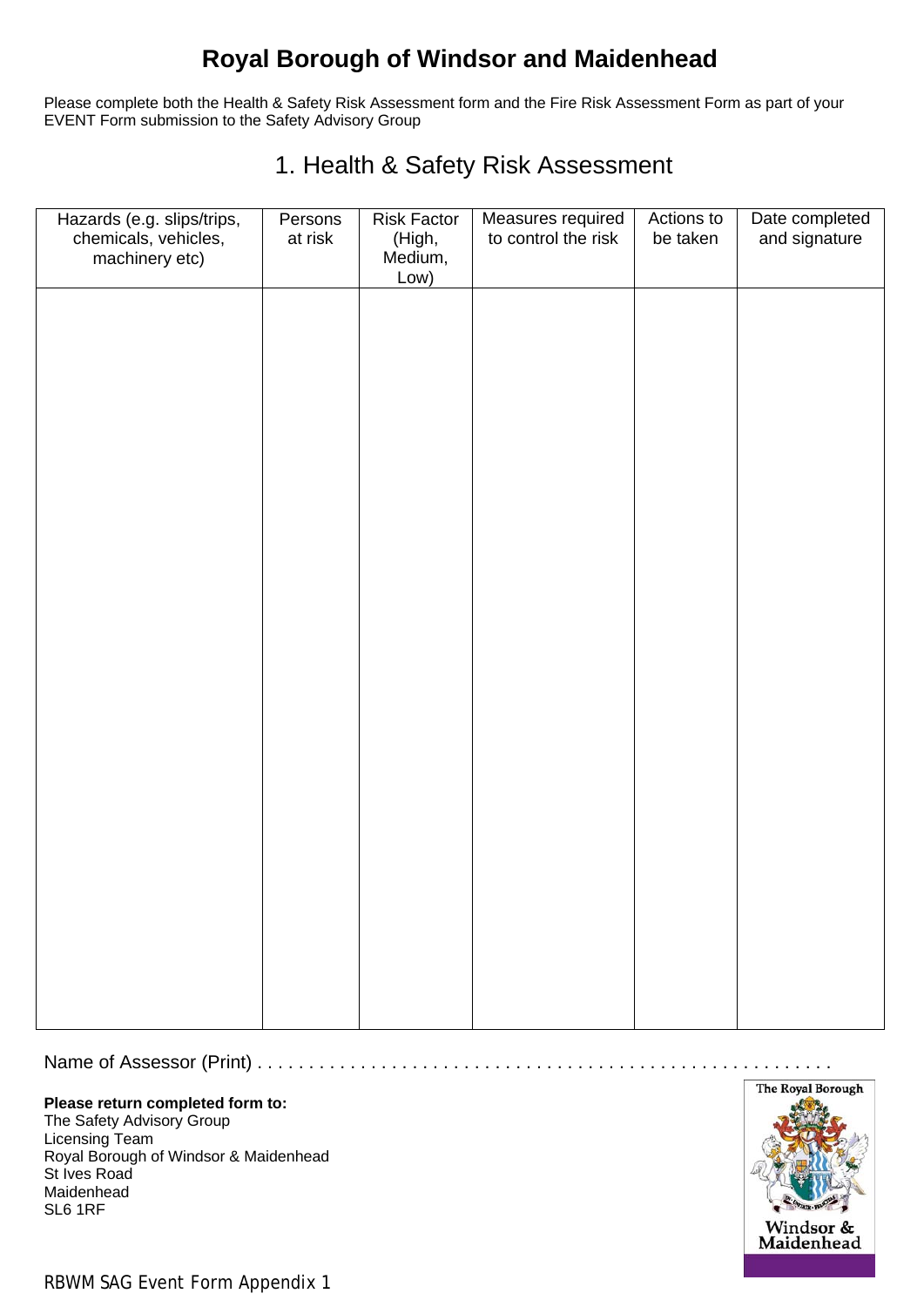# Royal Borough of Windsor and Maidenhead

Please complete both the Health & Safety Risk Assessment form and the Fire Risk Assessment Form as part of your EVENT Form submission to the Safety Advisory Group

## 1. Health & Safety Risk Assessment

| Hazards (e.g. slips/trips, chemicals, vehicles, machinery etc) | Persons at risk | Risk Factor (High, Medium, Low) | Measures required to control the risk | Actions to be taken | Date completed and signature |
|---|---|---|---|---|---|
| | | | | | |

Name of Assessor (Print) . . . . . . . . . . . . . . . . . . . . . . . . . . . . . . . . . . . . . . . . . . . . . . . . . . . .

**Please return completed form to:**
The Safety Advisory Group
Licensing Team
Royal Borough of Windsor & Maidenhead
St Ives Road
Maidenhead
SL6 1RF

The Royal Borough
Windsor & Maidenhead

RBWM SAG Event Form Appendix 1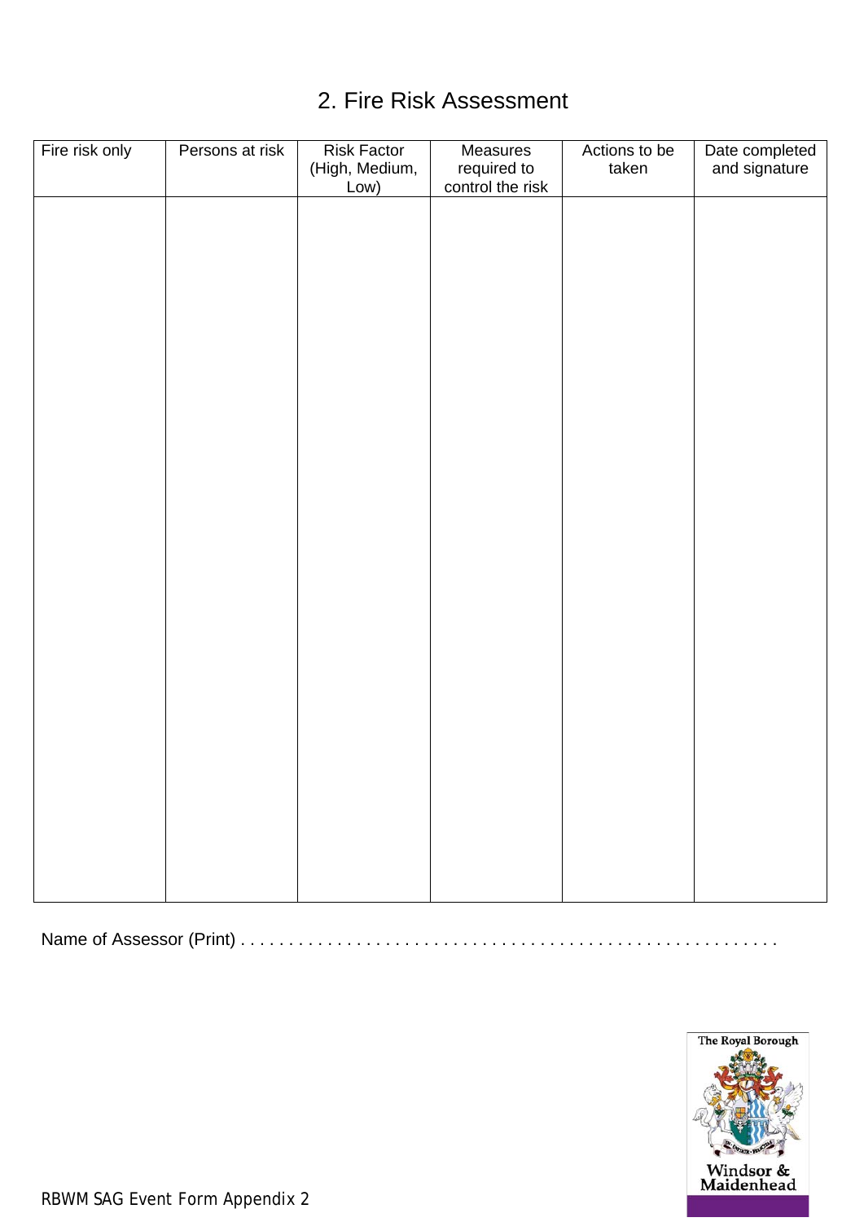# 2. Fire Risk Assessment

| Fire risk only | Persons at risk | Risk Factor (High, Medium, Low) | Measures required to control the risk | Actions to be taken | Date completed and signature |
|---|---|---|---|---|---|
| | | | | | |

Name of Assessor (Print) . . . . . . . . . . . . . . . . . . . . . . . . . . . . . . . . . . . . . . . . . . . . . . . . . . . . . . . .

RBWM SAG Event Form Appendix 2